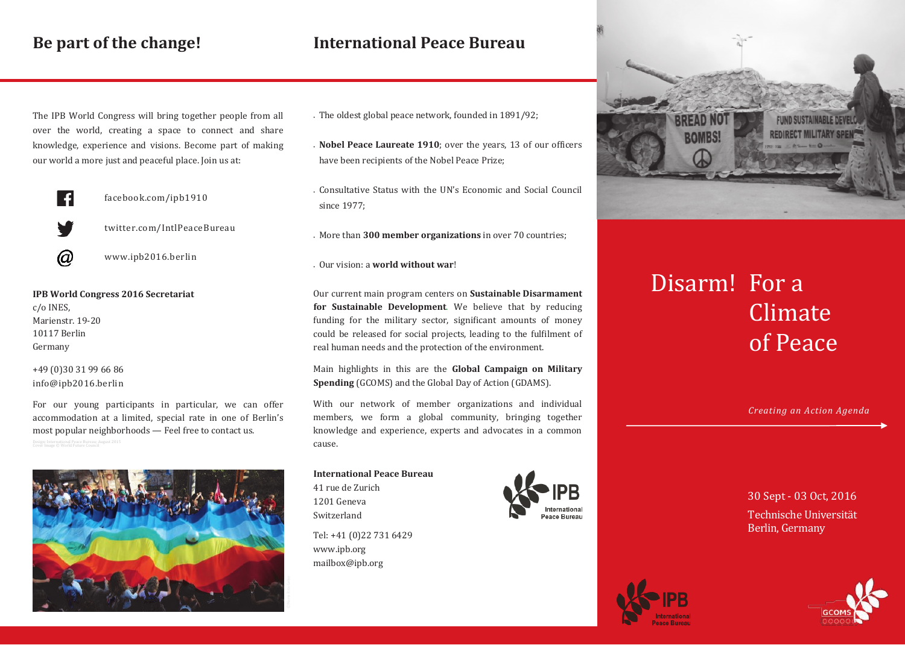## Be part of the change!

The IPB World Congress will bring together people from all over the world, creating a space to connect and share knowledge, experience and visions. Become part of making our world a more just and peaceful place. Join us at:

facebook.com/ipb1910

twitter.com/IntlPeaceBureau

www.ipb2016.berlin

**IPB World Congress 2016 Secretariat**
c/o INES,
Marienstr. 19-20
10117 Berlin
Germany

+49 (0)30 31 99 66 86
info@ipb2016.berlin

For our young participants in particular, we can offer accommodation at a limited, special rate in one of Berlin's most popular neighborhoods — Feel free to contact us.

Design: International Peace Bureau, August 2015
Cover Image © World Future Council

## International Peace Bureau

- The oldest global peace network, founded in 1891/92;
- **Nobel Peace Laureate 1910**; over the years, 13 of our officers have been recipients of the Nobel Peace Prize;
- Consultative Status with the UN's Economic and Social Council since 1977;
- More than **300 member organizations** in over 70 countries;
- Our vision: a **world without war**!

Our current main program centers on **Sustainable Disarmament for Sustainable Development**. We believe that by reducing funding for the military sector, significant amounts of money could be released for social projects, leading to the fulfilment of real human needs and the protection of the environment.

Main highlights in this are the **Global Campaign on Military Spending** (GCOMS) and the Global Day of Action (GDAMS).

With our network of member organizations and individual members, we form a global community, bringing together knowledge and experience, experts and advocates in a common cause.

**International Peace Bureau**
41 rue de Zurich
1201 Geneva
Switzerland

Tel: +41 (0)22 731 6429
www.ipb.org
mailbox@ipb.org

IPB International Peace Bureau

# Disarm! For a Climate of Peace

*Creating an Action Agenda*

30 Sept - 03 Oct, 2016
Technische Universität
Berlin, Germany

IPB International Peace Bureau

GCOMS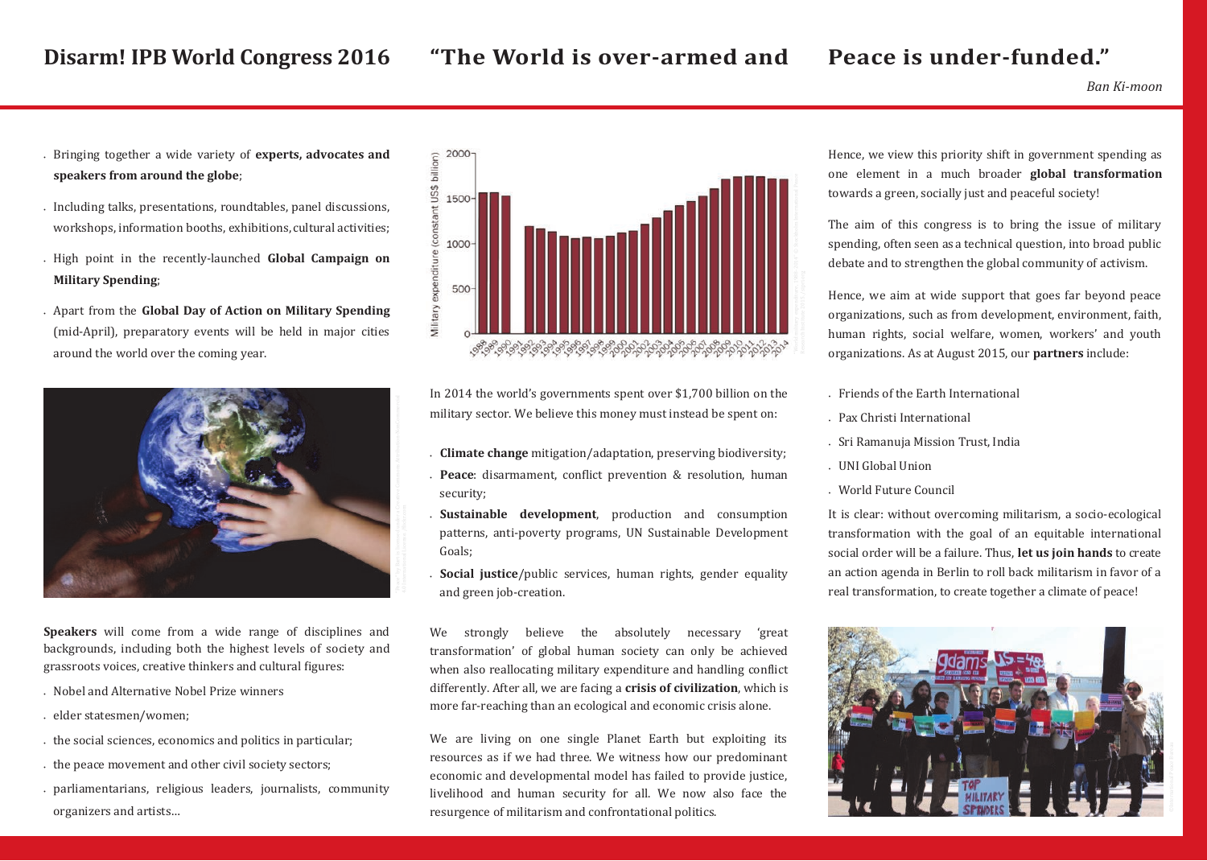## Disarm! IPB World Congress 2016 "The World is over-armed and Peace is under-funded."

*Ban Ki-moon*

- Bringing together a wide variety of **experts, advocates and speakers from around the globe**;
- Including talks, presentations, roundtables, panel discussions, workshops, information booths, exhibitions, cultural activities;
- High point in the recently-launched **Global Campaign on Military Spending**;
- Apart from the **Global Day of Action on Military Spending** (mid-April), preparatory events will be held in major cities around the world over the coming year.

**Speakers** will come from a wide range of disciplines and backgrounds, including both the highest levels of society and grassroots voices, creative thinkers and cultural figures:

- Nobel and Alternative Nobel Prize winners
- elder statesmen/women;
- the social sciences, economics and politics in particular;
- the peace movement and other civil society sectors;
- parliamentarians, religious leaders, journalists, community organizers and artists…

Military expenditure (constant US$ billion)

2000
1500
1000
500
0

1988 1989 1990 1991 1992 1993 1994 1995 1996 1997 1998 1999 2000 2001 2002 2003 2004 2005 2006 2007 2008 2009 2010 2011 2012 2013 2014

In 2014 the world's governments spent over $1,700 billion on the military sector. We believe this money must instead be spent on:

- **Climate change** mitigation/adaptation, preserving biodiversity;
- **Peace**: disarmament, conflict prevention & resolution, human security;
- **Sustainable development**, production and consumption patterns, anti-poverty programs, UN Sustainable Development Goals;
- **Social justice**/public services, human rights, gender equality and green job-creation.

We strongly believe the absolutely necessary 'great transformation' of global human society can only be achieved when also reallocating military expenditure and handling conflict differently. After all, we are facing a **crisis of civilization**, which is more far-reaching than an ecological and economic crisis alone.

We are living on one single Planet Earth but exploiting its resources as if we had three. We witness how our predominant economic and developmental model has failed to provide justice, livelihood and human security for all. We now also face the resurgence of militarism and confrontational politics.

Hence, we view this priority shift in government spending as one element in a much broader **global transformation** towards a green, socially just and peaceful society!

The aim of this congress is to bring the issue of military spending, often seen as a technical question, into broad public debate and to strengthen the global community of activism.

Hence, we aim at wide support that goes far beyond peace organizations, such as from development, environment, faith, human rights, social welfare, women, workers' and youth organizations. As at August 2015, our **partners** include:

- Friends of the Earth International
- Pax Christi International
- Sri Ramanuja Mission Trust, India
- UNI Global Union
- World Future Council

It is clear: without overcoming militarism, a socio-ecological transformation with the goal of an equitable international social order will be a failure. Thus, **let us join hands** to create an action agenda in Berlin to roll back militarism in favor of a real transformation, to create together a climate of peace!